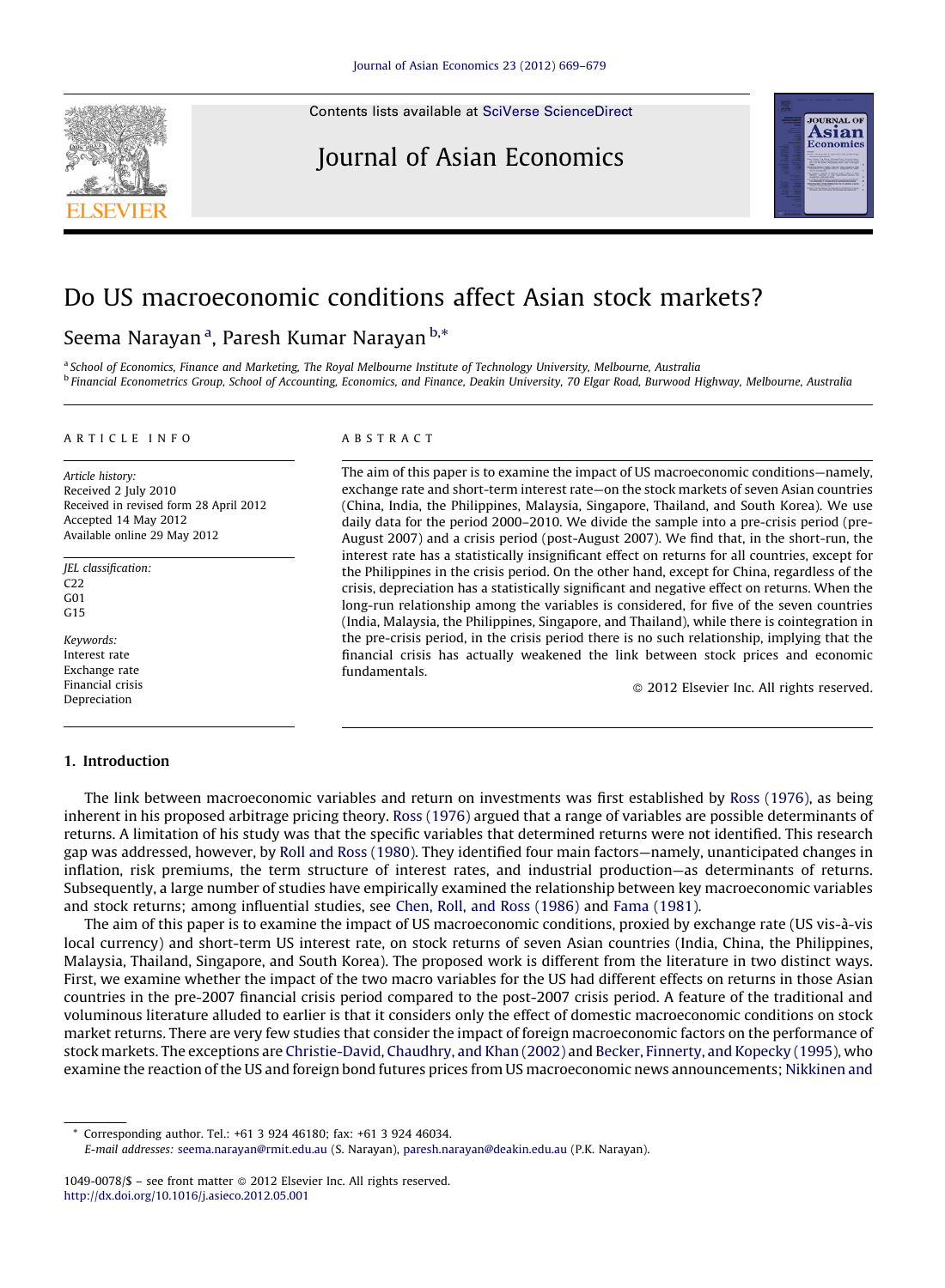# Do US macroeconomic conditions affect Asian stock markets?

Seema Narayan [a], Paresh Kumar Narayan [b,*]

[a] School of Economics, Finance and Marketing, The Royal Melbourne Institute of Technology University, Melbourne, Australia

[b] Financial Econometrics Group, School of Accounting, Economics, and Finance, Deakin University, 70 Elgar Road, Burwood Highway, Melbourne, Australia

## ARTICLE INFO

*Article history:*
Received 2 July 2010
Received in revised form 28 April 2012
Accepted 14 May 2012
Available online 29 May 2012

*JEL classification:*
C22
G01
G15

*Keywords:*
Interest rate
Exchange rate
Financial crisis
Depreciation

## ABSTRACT

The aim of this paper is to examine the impact of US macroeconomic conditions—namely, exchange rate and short-term interest rate—on the stock markets of seven Asian countries (China, India, the Philippines, Malaysia, Singapore, Thailand, and South Korea). We use daily data for the period 2000–2010. We divide the sample into a pre-crisis period (pre-August 2007) and a crisis period (post-August 2007). We find that, in the short-run, the interest rate has a statistically insignificant effect on returns for all countries, except for the Philippines in the crisis period. On the other hand, except for China, regardless of the crisis, depreciation has a statistically significant and negative effect on returns. When the long-run relationship among the variables is considered, for five of the seven countries (India, Malaysia, the Philippines, Singapore, and Thailand), while there is cointegration in the pre-crisis period, in the crisis period there is no such relationship, implying that the financial crisis has actually weakened the link between stock prices and economic fundamentals.

© 2012 Elsevier Inc. All rights reserved.

## 1. Introduction

The link between macroeconomic variables and return on investments was first established by Ross (1976), as being inherent in his proposed arbitrage pricing theory. Ross (1976) argued that a range of variables are possible determinants of returns. A limitation of his study was that the specific variables that determined returns were not identified. This research gap was addressed, however, by Roll and Ross (1980). They identified four main factors—namely, unanticipated changes in inflation, risk premiums, the term structure of interest rates, and industrial production—as determinants of returns. Subsequently, a large number of studies have empirically examined the relationship between key macroeconomic variables and stock returns; among influential studies, see Chen, Roll, and Ross (1986) and Fama (1981).

The aim of this paper is to examine the impact of US macroeconomic conditions, proxied by exchange rate (US vis-à-vis local currency) and short-term US interest rate, on stock returns of seven Asian countries (India, China, the Philippines, Malaysia, Thailand, Singapore, and South Korea). The proposed work is different from the literature in two distinct ways. First, we examine whether the impact of the two macro variables for the US had different effects on returns in those Asian countries in the pre-2007 financial crisis period compared to the post-2007 crisis period. A feature of the traditional and voluminous literature alluded to earlier is that it considers only the effect of domestic macroeconomic conditions on stock market returns. There are very few studies that consider the impact of foreign macroeconomic factors on the performance of stock markets. The exceptions are Christie-David, Chaudhry, and Khan (2002) and Becker, Finnerty, and Kopecky (1995), who examine the reaction of the US and foreign bond futures prices from US macroeconomic news announcements; Nikkinen and

---

* Corresponding author. Tel.: +61 3 924 46180; fax: +61 3 924 46034.
E-mail addresses: seema.narayan@rmit.edu.au (S. Narayan), paresh.narayan@deakin.edu.au (P.K. Narayan).

1049-0078/$ – see front matter © 2012 Elsevier Inc. All rights reserved.
http://dx.doi.org/10.1016/j.asieco.2012.05.001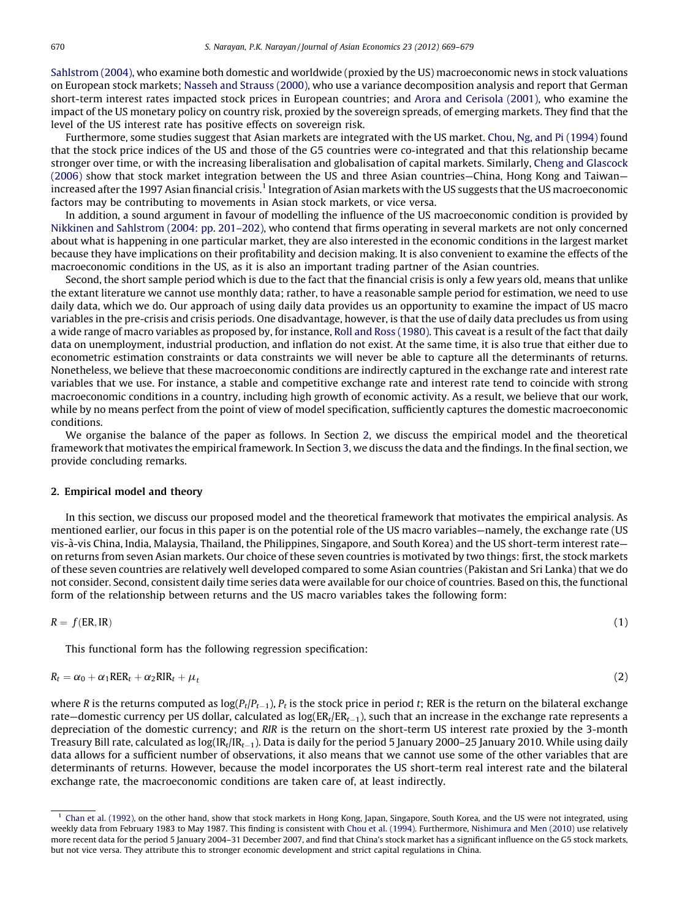Sahlstrom (2004), who examine both domestic and worldwide (proxied by the US) macroeconomic news in stock valuations on European stock markets; Nasseh and Strauss (2000), who use a variance decomposition analysis and report that German short-term interest rates impacted stock prices in European countries; and Arora and Cerisola (2001), who examine the impact of the US monetary policy on country risk, proxied by the sovereign spreads, of emerging markets. They find that the level of the US interest rate has positive effects on sovereign risk.

Furthermore, some studies suggest that Asian markets are integrated with the US market. Chou, Ng, and Pi (1994) found that the stock price indices of the US and those of the G5 countries were co-integrated and that this relationship became stronger over time, or with the increasing liberalisation and globalisation of capital markets. Similarly, Cheng and Glascock (2006) show that stock market integration between the US and three Asian countries—China, Hong Kong and Taiwan—increased after the 1997 Asian financial crisis.[1] Integration of Asian markets with the US suggests that the US macroeconomic factors may be contributing to movements in Asian stock markets, or vice versa.

In addition, a sound argument in favour of modelling the influence of the US macroeconomic condition is provided by Nikkinen and Sahlstrom (2004: pp. 201–202), who contend that firms operating in several markets are not only concerned about what is happening in one particular market, they are also interested in the economic conditions in the largest market because they have implications on their profitability and decision making. It is also convenient to examine the effects of the macroeconomic conditions in the US, as it is also an important trading partner of the Asian countries.

Second, the short sample period which is due to the fact that the financial crisis is only a few years old, means that unlike the extant literature we cannot use monthly data; rather, to have a reasonable sample period for estimation, we need to use daily data, which we do. Our approach of using daily data provides us an opportunity to examine the impact of US macro variables in the pre-crisis and crisis periods. One disadvantage, however, is that the use of daily data precludes us from using a wide range of macro variables as proposed by, for instance, Roll and Ross (1980). This caveat is a result of the fact that daily data on unemployment, industrial production, and inflation do not exist. At the same time, it is also true that either due to econometric estimation constraints or data constraints we will never be able to capture all the determinants of returns. Nonetheless, we believe that these macroeconomic conditions are indirectly captured in the exchange rate and interest rate variables that we use. For instance, a stable and competitive exchange rate and interest rate tend to coincide with strong macroeconomic conditions in a country, including high growth of economic activity. As a result, we believe that our work, while by no means perfect from the point of view of model specification, sufficiently captures the domestic macroeconomic conditions.

We organise the balance of the paper as follows. In Section 2, we discuss the empirical model and the theoretical framework that motivates the empirical framework. In Section 3, we discuss the data and the findings. In the final section, we provide concluding remarks.

## 2. Empirical model and theory

In this section, we discuss our proposed model and the theoretical framework that motivates the empirical analysis. As mentioned earlier, our focus in this paper is on the potential role of the US macro variables—namely, the exchange rate (US vis-à-vis China, India, Malaysia, Thailand, the Philippines, Singapore, and South Korea) and the US short-term interest rate—on returns from seven Asian markets. Our choice of these seven countries is motivated by two things: first, the stock markets of these seven countries are relatively well developed compared to some Asian countries (Pakistan and Sri Lanka) that we do not consider. Second, consistent daily time series data were available for our choice of countries. Based on this, the functional form of the relationship between returns and the US macro variables takes the following form:

$$R = f(\text{ER}, \text{IR}) \tag{1}$$

This functional form has the following regression specification:

$$R_t = \alpha_0 + \alpha_1 \text{RER}_t + \alpha_2 \text{RIR}_t + \mu_t \tag{2}$$

where $R$ is the returns computed as $\log(P_t/P_{t-1})$, $P_t$ is the stock price in period $t$; RER is the return on the bilateral exchange rate—domestic currency per US dollar, calculated as $\log(\text{ER}_t/\text{ER}_{t-1})$, such that an increase in the exchange rate represents a depreciation of the domestic currency; and *RIR* is the return on the short-term US interest rate proxied by the 3-month Treasury Bill rate, calculated as $\log(\text{IR}_t/\text{IR}_{t-1})$. Data is daily for the period 5 January 2000–25 January 2010. While using daily data allows for a sufficient number of observations, it also means that we cannot use some of the other variables that are determinants of returns. However, because the model incorporates the US short-term real interest rate and the bilateral exchange rate, the macroeconomic conditions are taken care of, at least indirectly.

[1] Chan et al. (1992), on the other hand, show that stock markets in Hong Kong, Japan, Singapore, South Korea, and the US were not integrated, using weekly data from February 1983 to May 1987. This finding is consistent with Chou et al. (1994). Furthermore, Nishimura and Men (2010) use relatively more recent data for the period 5 January 2004–31 December 2007, and find that China's stock market has a significant influence on the G5 stock markets, but not vice versa. They attribute this to stronger economic development and strict capital regulations in China.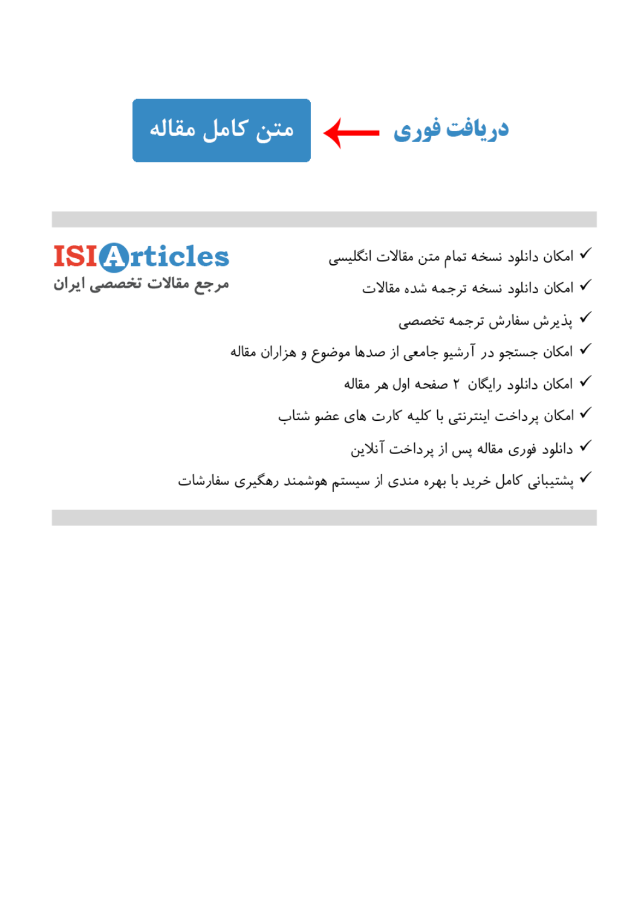دریافت فوری ← متن کامل مقاله

ISIArticles
مرجع مقالات تخصصی ایران

- ✓ امکان دانلود نسخه تمام متن مقالات انگلیسی
- ✓ امکان دانلود نسخه ترجمه شده مقالات
- ✓ پذیرش سفارش ترجمه تخصصی
- ✓ امکان جستجو در آرشیو جامعی از صدها موضوع و هزاران مقاله
- ✓ امکان دانلود رایگان ۲ صفحه اول هر مقاله
- ✓ امکان پرداخت اینترنتی با کلیه کارت های عضو شتاب
- ✓ دانلود فوری مقاله پس از پرداخت آنلاین
- ✓ پشتیبانی کامل خرید با بهره مندی از سیستم هوشمند رهگیری سفارشات